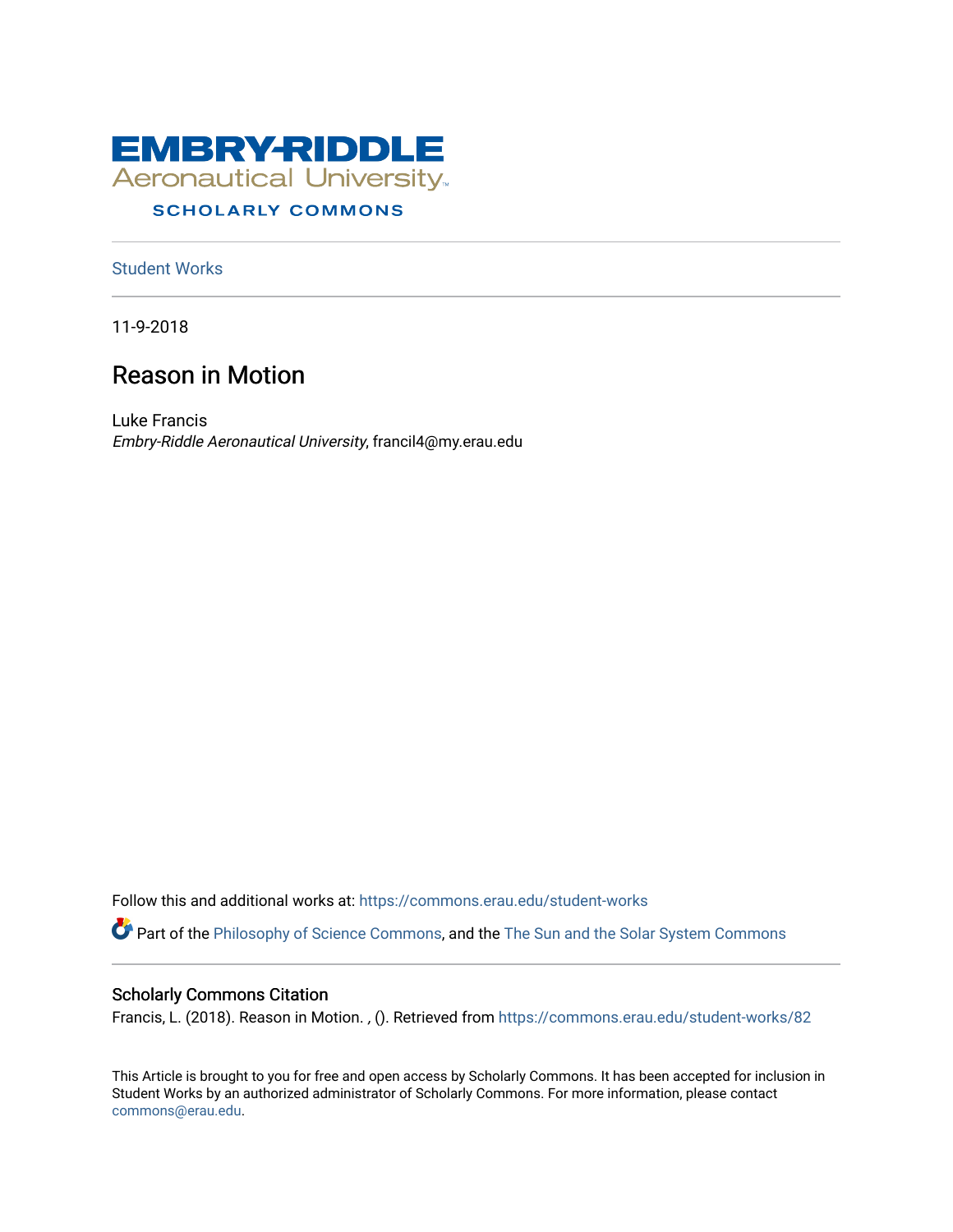EMBRY-RIDDLE
Aeronautical University
SCHOLARLY COMMONS

Student Works

11-9-2018

# Reason in Motion

Luke Francis
*Embry-Riddle Aeronautical University*, francil4@my.erau.edu

Follow this and additional works at: https://commons.erau.edu/student-works

Part of the Philosophy of Science Commons, and the The Sun and the Solar System Commons

## Scholarly Commons Citation

Francis, L. (2018). Reason in Motion. , (). Retrieved from https://commons.erau.edu/student-works/82

This Article is brought to you for free and open access by Scholarly Commons. It has been accepted for inclusion in Student Works by an authorized administrator of Scholarly Commons. For more information, please contact commons@erau.edu.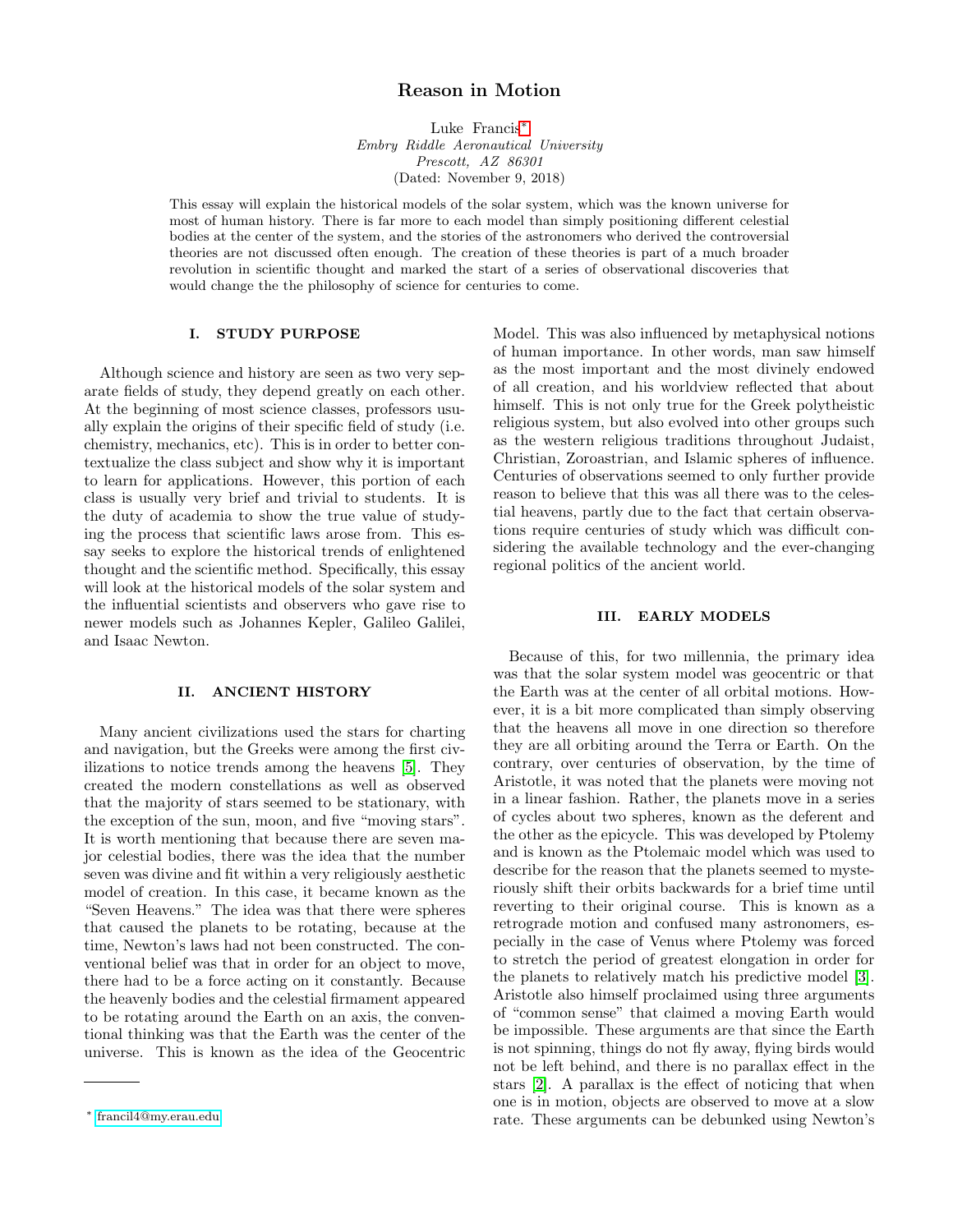# Reason in Motion

Luke Francis*
*Embry Riddle Aeronautical University*
*Prescott, AZ 86301*
(Dated: November 9, 2018)

This essay will explain the historical models of the solar system, which was the known universe for most of human history. There is far more to each model than simply positioning different celestial bodies at the center of the system, and the stories of the astronomers who derived the controversial theories are not discussed often enough. The creation of these theories is part of a much broader revolution in scientific thought and marked the start of a series of observational discoveries that would change the the philosophy of science for centuries to come.

## I. STUDY PURPOSE

Although science and history are seen as two very separate fields of study, they depend greatly on each other. At the beginning of most science classes, professors usually explain the origins of their specific field of study (i.e. chemistry, mechanics, etc). This is in order to better contextualize the class subject and show why it is important to learn for applications. However, this portion of each class is usually very brief and trivial to students. It is the duty of academia to show the true value of studying the process that scientific laws arose from. This essay seeks to explore the historical trends of enlightened thought and the scientific method. Specifically, this essay will look at the historical models of the solar system and the influential scientists and observers who gave rise to newer models such as Johannes Kepler, Galileo Galilei, and Isaac Newton.

## II. ANCIENT HISTORY

Many ancient civilizations used the stars for charting and navigation, but the Greeks were among the first civilizations to notice trends among the heavens [5]. They created the modern constellations as well as observed that the majority of stars seemed to be stationary, with the exception of the sun, moon, and five "moving stars". It is worth mentioning that because there are seven major celestial bodies, there was the idea that the number seven was divine and fit within a very religiously aesthetic model of creation. In this case, it became known as the "Seven Heavens." The idea was that there were spheres that caused the planets to be rotating, because at the time, Newton's laws had not been constructed. The conventional belief was that in order for an object to move, there had to be a force acting on it constantly. Because the heavenly bodies and the celestial firmament appeared to be rotating around the Earth on an axis, the conventional thinking was that the Earth was the center of the universe. This is known as the idea of the Geocentric Model. This was also influenced by metaphysical notions of human importance. In other words, man saw himself as the most important and the most divinely endowed of all creation, and his worldview reflected that about himself. This is not only true for the Greek polytheistic religious system, but also evolved into other groups such as the western religious traditions throughout Judaist, Christian, Zoroastrian, and Islamic spheres of influence. Centuries of observations seemed to only further provide reason to believe that this was all there was to the celestial heavens, partly due to the fact that certain observations require centuries of study which was difficult considering the available technology and the ever-changing regional politics of the ancient world.

## III. EARLY MODELS

Because of this, for two millennia, the primary idea was that the solar system model was geocentric or that the Earth was at the center of all orbital motions. However, it is a bit more complicated than simply observing that the heavens all move in one direction so therefore they are all orbiting around the Terra or Earth. On the contrary, over centuries of observation, by the time of Aristotle, it was noted that the planets were moving not in a linear fashion. Rather, the planets move in a series of cycles about two spheres, known as the deferent and the other as the epicycle. This was developed by Ptolemy and is known as the Ptolemaic model which was used to describe for the reason that the planets seemed to mysteriously shift their orbits backwards for a brief time until reverting to their original course. This is known as a retrograde motion and confused many astronomers, especially in the case of Venus where Ptolemy was forced to stretch the period of greatest elongation in order for the planets to relatively match his predictive model [3]. Aristotle also himself proclaimed using three arguments of "common sense" that claimed a moving Earth would be impossible. These arguments are that since the Earth is not spinning, things do not fly away, flying birds would not be left behind, and there is no parallax effect in the stars [2]. A parallax is the effect of noticing that when one is in motion, objects are observed to move at a slow rate. These arguments can be debunked using Newton's

* francil4@my.erau.edu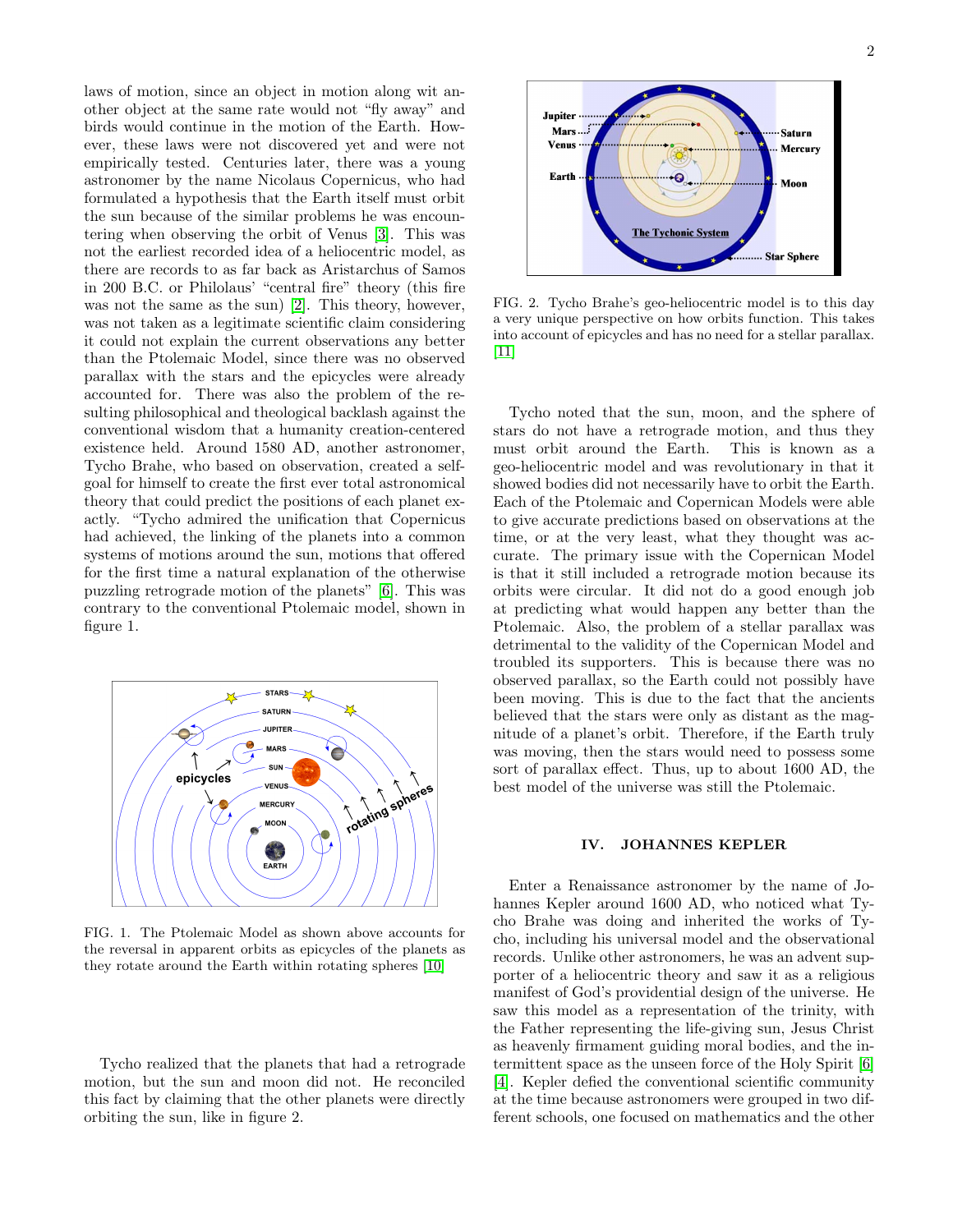laws of motion, since an object in motion along wit another object at the same rate would not "fly away" and birds would continue in the motion of the Earth. However, these laws were not discovered yet and were not empirically tested. Centuries later, there was a young astronomer by the name Nicolaus Copernicus, who had formulated a hypothesis that the Earth itself must orbit the sun because of the similar problems he was encountering when observing the orbit of Venus [3]. This was not the earliest recorded idea of a heliocentric model, as there are records to as far back as Aristarchus of Samos in 200 B.C. or Philolaus' "central fire" theory (this fire was not the same as the sun) [2]. This theory, however, was not taken as a legitimate scientific claim considering it could not explain the current observations any better than the Ptolemaic Model, since there was no observed parallax with the stars and the epicycles were already accounted for. There was also the problem of the resulting philosophical and theological backlash against the conventional wisdom that a humanity creation-centered existence held. Around 1580 AD, another astronomer, Tycho Brahe, who based on observation, created a self-goal for himself to create the first ever total astronomical theory that could predict the positions of each planet exactly. "Tycho admired the unification that Copernicus had achieved, the linking of the planets into a common systems of motions around the sun, motions that offered for the first time a natural explanation of the otherwise puzzling retrograde motion of the planets" [6]. This was contrary to the conventional Ptolemaic model, shown in figure 1.

FIG. 1. The Ptolemaic Model as shown above accounts for the reversal in apparent orbits as epicycles of the planets as they rotate around the Earth within rotating spheres [10]

Tycho realized that the planets that had a retrograde motion, but the sun and moon did not. He reconciled this fact by claiming that the other planets were directly orbiting the sun, like in figure 2.

FIG. 2. Tycho Brahe's geo-heliocentric model is to this day a very unique perspective on how orbits function. This takes into account of epicycles and has no need for a stellar parallax. [11]

Tycho noted that the sun, moon, and the sphere of stars do not have a retrograde motion, and thus they must orbit around the Earth. This is known as a geo-heliocentric model and was revolutionary in that it showed bodies did not necessarily have to orbit the Earth. Each of the Ptolemaic and Copernican Models were able to give accurate predictions based on observations at the time, or at the very least, what they thought was accurate. The primary issue with the Copernican Model is that it still included a retrograde motion because its orbits were circular. It did not do a good enough job at predicting what would happen any better than the Ptolemaic. Also, the problem of a stellar parallax was detrimental to the validity of the Copernican Model and troubled its supporters. This is because there was no observed parallax, so the Earth could not possibly have been moving. This is due to the fact that the ancients believed that the stars were only as distant as the magnitude of a planet's orbit. Therefore, if the Earth truly was moving, then the stars would need to possess some sort of parallax effect. Thus, up to about 1600 AD, the best model of the universe was still the Ptolemaic.

## IV. JOHANNES KEPLER

Enter a Renaissance astronomer by the name of Johannes Kepler around 1600 AD, who noticed what Tycho Brahe was doing and inherited the works of Tycho, including his universal model and the observational records. Unlike other astronomers, he was an advent supporter of a heliocentric theory and saw it as a religious manifest of God's providential design of the universe. He saw this model as a representation of the trinity, with the Father representing the life-giving sun, Jesus Christ as heavenly firmament guiding moral bodies, and the intermittent space as the unseen force of the Holy Spirit [6] [4]. Kepler defied the conventional scientific community at the time because astronomers were grouped in two different schools, one focused on mathematics and the other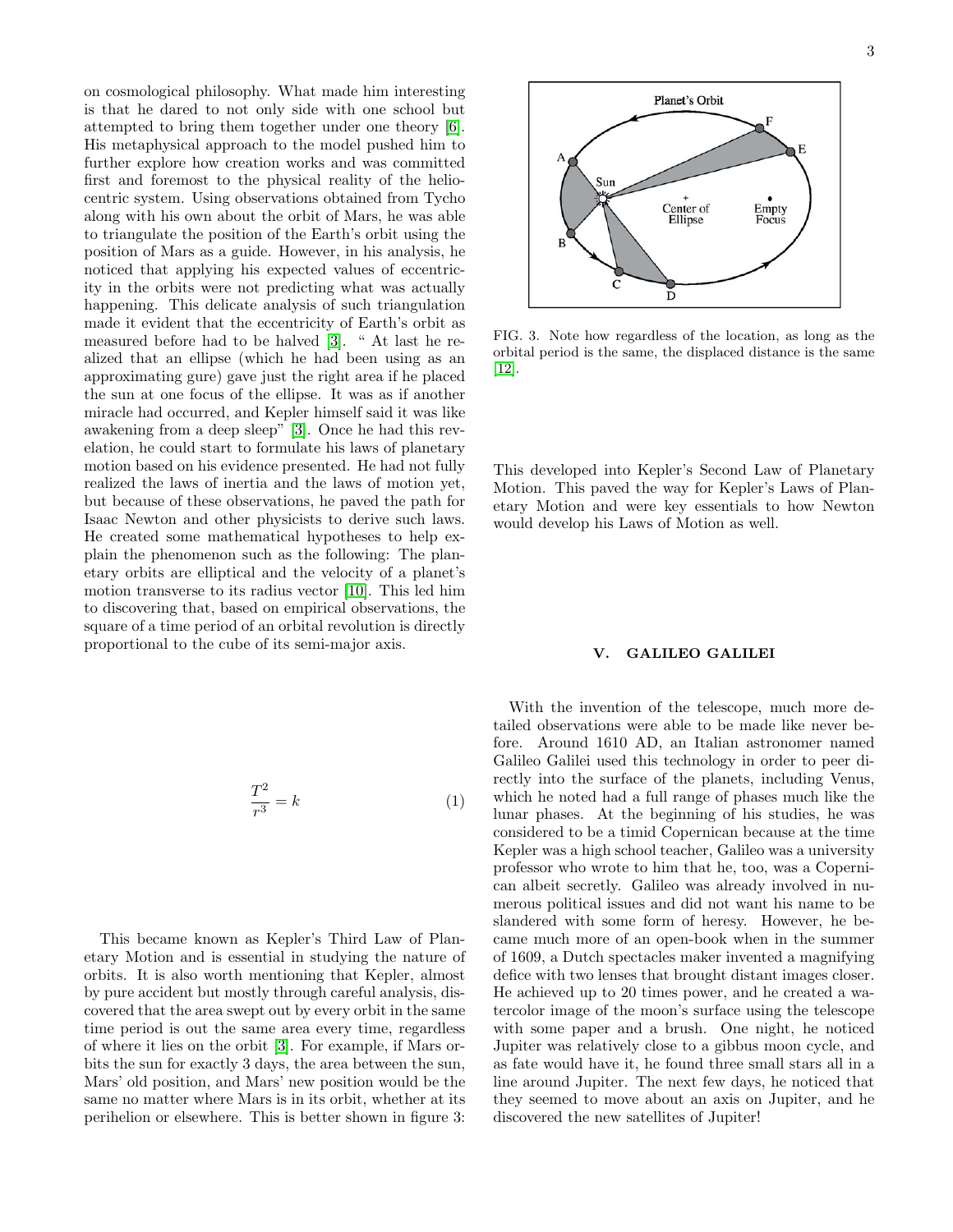on cosmological philosophy. What made him interesting is that he dared to not only side with one school but attempted to bring them together under one theory [6]. His metaphysical approach to the model pushed him to further explore how creation works and was committed first and foremost to the physical reality of the heliocentric system. Using observations obtained from Tycho along with his own about the orbit of Mars, he was able to triangulate the position of the Earth's orbit using the position of Mars as a guide. However, in his analysis, he noticed that applying his expected values of eccentricity in the orbits were not predicting what was actually happening. This delicate analysis of such triangulation made it evident that the eccentricity of Earth's orbit as measured before had to be halved [3]. " At last he realized that an ellipse (which he had been using as an approximating gure) gave just the right area if he placed the sun at one focus of the ellipse. It was as if another miracle had occurred, and Kepler himself said it was like awakening from a deep sleep" [3]. Once he had this revelation, he could start to formulate his laws of planetary motion based on his evidence presented. He had not fully realized the laws of inertia and the laws of motion yet, but because of these observations, he paved the path for Isaac Newton and other physicists to derive such laws. He created some mathematical hypotheses to help explain the phenomenon such as the following: The planetary orbits are elliptical and the velocity of a planet's motion transverse to its radius vector [10]. This led him to discovering that, based on empirical observations, the square of a time period of an orbital revolution is directly proportional to the cube of its semi-major axis.

$$\frac{T^2}{r^3} = k \tag{1}$$

This became known as Kepler's Third Law of Planetary Motion and is essential in studying the nature of orbits. It is also worth mentioning that Kepler, almost by pure accident but mostly through careful analysis, discovered that the area swept out by every orbit in the same time period is out the same area every time, regardless of where it lies on the orbit [3]. For example, if Mars orbits the sun for exactly 3 days, the area between the sun, Mars' old position, and Mars' new position would be the same no matter where Mars is in its orbit, whether at its perihelion or elsewhere. This is better shown in figure 3:

FIG. 3. Note how regardless of the location, as long as the orbital period is the same, the displaced distance is the same [12].

This developed into Kepler's Second Law of Planetary Motion. This paved the way for Kepler's Laws of Planetary Motion and were key essentials to how Newton would develop his Laws of Motion as well.

## V. GALILEO GALILEI

With the invention of the telescope, much more detailed observations were able to be made like never before. Around 1610 AD, an Italian astronomer named Galileo Galilei used this technology in order to peer directly into the surface of the planets, including Venus, which he noted had a full range of phases much like the lunar phases. At the beginning of his studies, he was considered to be a timid Copernican because at the time Kepler was a high school teacher, Galileo was a university professor who wrote to him that he, too, was a Copernican albeit secretly. Galileo was already involved in numerous political issues and did not want his name to be slandered with some form of heresy. However, he became much more of an open-book when in the summer of 1609, a Dutch spectacles maker invented a magnifying defice with two lenses that brought distant images closer. He achieved up to 20 times power, and he created a watercolor image of the moon's surface using the telescope with some paper and a brush. One night, he noticed Jupiter was relatively close to a gibbus moon cycle, and as fate would have it, he found three small stars all in a line around Jupiter. The next few days, he noticed that they seemed to move about an axis on Jupiter, and he discovered the new satellites of Jupiter!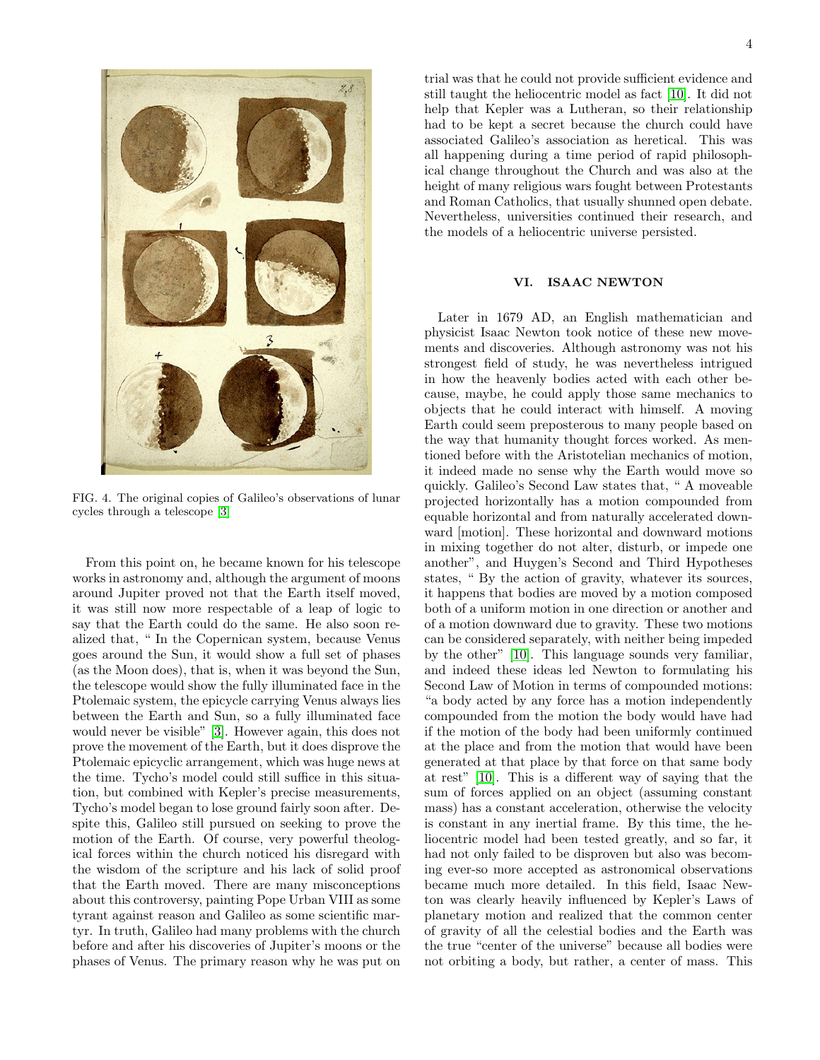FIG. 4. The original copies of Galileo's observations of lunar cycles through a telescope [3]

From this point on, he became known for his telescope works in astronomy and, although the argument of moons around Jupiter proved not that the Earth itself moved, it was still now more respectable of a leap of logic to say that the Earth could do the same. He also soon realized that, " In the Copernican system, because Venus goes around the Sun, it would show a full set of phases (as the Moon does), that is, when it was beyond the Sun, the telescope would show the fully illuminated face in the Ptolemaic system, the epicycle carrying Venus always lies between the Earth and Sun, so a fully illuminated face would never be visible" [3]. However again, this does not prove the movement of the Earth, but it does disprove the Ptolemaic epicyclic arrangement, which was huge news at the time. Tycho's model could still suffice in this situation, but combined with Kepler's precise measurements, Tycho's model began to lose ground fairly soon after. Despite this, Galileo still pursued on seeking to prove the motion of the Earth. Of course, very powerful theological forces within the church noticed his disregard with the wisdom of the scripture and his lack of solid proof that the Earth moved. There are many misconceptions about this controversy, painting Pope Urban VIII as some tyrant against reason and Galileo as some scientific martyr. In truth, Galileo had many problems with the church before and after his discoveries of Jupiter's moons or the phases of Venus. The primary reason why he was put on trial was that he could not provide sufficient evidence and still taught the heliocentric model as fact [10]. It did not help that Kepler was a Lutheran, so their relationship had to be kept a secret because the church could have associated Galileo's association as heretical. This was all happening during a time period of rapid philosophical change throughout the Church and was also at the height of many religious wars fought between Protestants and Roman Catholics, that usually shunned open debate. Nevertheless, universities continued their research, and the models of a heliocentric universe persisted.

## VI. ISAAC NEWTON

Later in 1679 AD, an English mathematician and physicist Isaac Newton took notice of these new movements and discoveries. Although astronomy was not his strongest field of study, he was nevertheless intrigued in how the heavenly bodies acted with each other because, maybe, he could apply those same mechanics to objects that he could interact with himself. A moving Earth could seem preposterous to many people based on the way that humanity thought forces worked. As mentioned before with the Aristotelian mechanics of motion, it indeed made no sense why the Earth would move so quickly. Galileo's Second Law states that, " A moveable projected horizontally has a motion compounded from equable horizontal and from naturally accelerated downward [motion]. These horizontal and downward motions in mixing together do not alter, disturb, or impede one another", and Huygen's Second and Third Hypotheses states, " By the action of gravity, whatever its sources, it happens that bodies are moved by a motion composed both of a uniform motion in one direction or another and of a motion downward due to gravity. These two motions can be considered separately, with neither being impeded by the other" [10]. This language sounds very familiar, and indeed these ideas led Newton to formulating his Second Law of Motion in terms of compounded motions: "a body acted by any force has a motion independently compounded from the motion the body would have had if the motion of the body had been uniformly continued at the place and from the motion that would have been generated at that place by that force on that same body at rest" [10]. This is a different way of saying that the sum of forces applied on an object (assuming constant mass) has a constant acceleration, otherwise the velocity is constant in any inertial frame. By this time, the heliocentric model had been tested greatly, and so far, it had not only failed to be disproven but also was becoming ever-so more accepted as astronomical observations became much more detailed. In this field, Isaac Newton was clearly heavily influenced by Kepler's Laws of planetary motion and realized that the common center of gravity of all the celestial bodies and the Earth was the true "center of the universe" because all bodies were not orbiting a body, but rather, a center of mass. This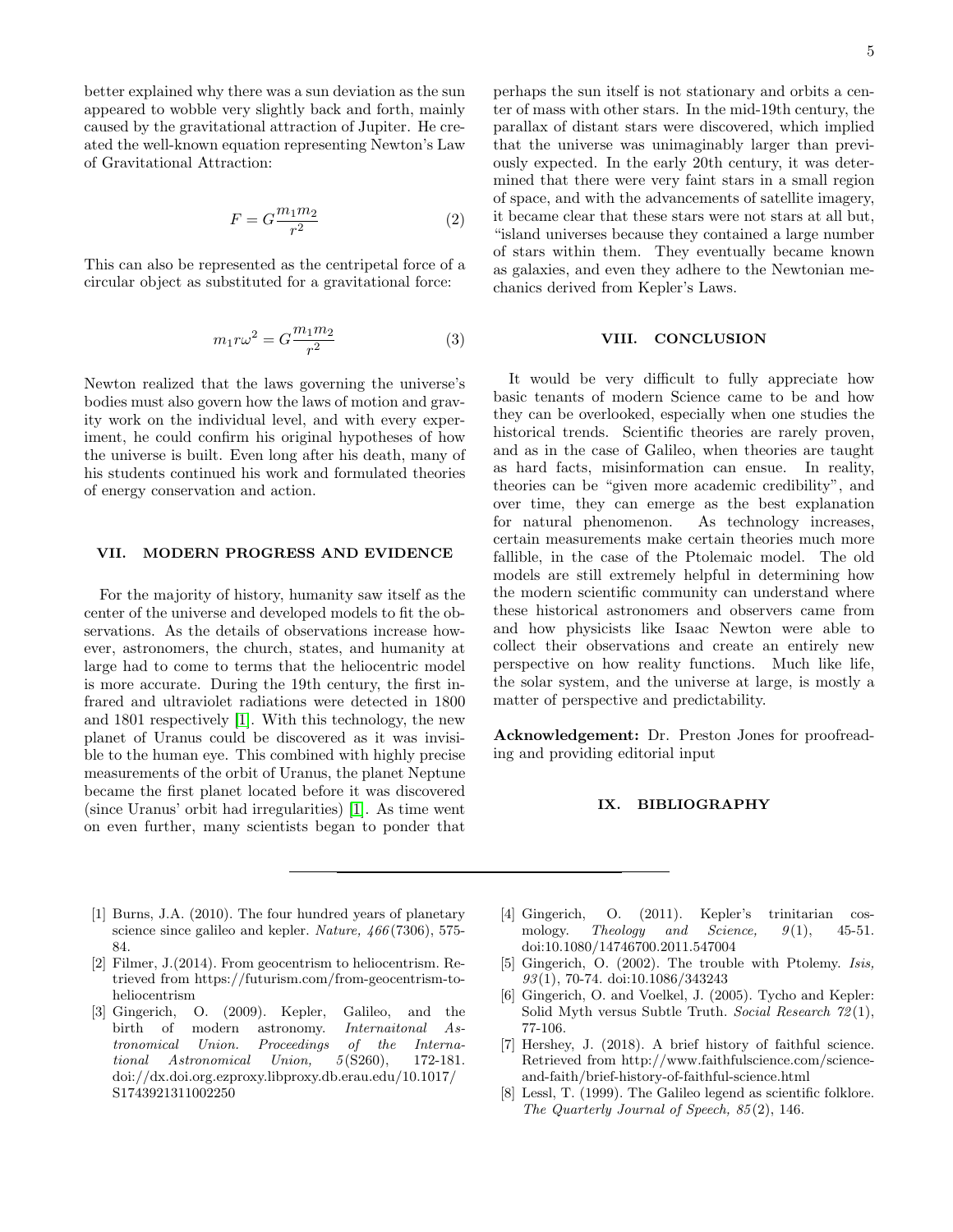better explained why there was a sun deviation as the sun appeared to wobble very slightly back and forth, mainly caused by the gravitational attraction of Jupiter. He created the well-known equation representing Newton's Law of Gravitational Attraction:

$$F = G\frac{m_1 m_2}{r^2} \tag{2}$$

This can also be represented as the centripetal force of a circular object as substituted for a gravitational force:

$$m_1 r \omega^2 = G\frac{m_1 m_2}{r^2} \tag{3}$$

Newton realized that the laws governing the universe's bodies must also govern how the laws of motion and gravity work on the individual level, and with every experiment, he could confirm his original hypotheses of how the universe is built. Even long after his death, many of his students continued his work and formulated theories of energy conservation and action.

## VII. MODERN PROGRESS AND EVIDENCE

For the majority of history, humanity saw itself as the center of the universe and developed models to fit the observations. As the details of observations increase however, astronomers, the church, states, and humanity at large had to come to terms that the heliocentric model is more accurate. During the 19th century, the first infrared and ultraviolet radiations were detected in 1800 and 1801 respectively [1]. With this technology, the new planet of Uranus could be discovered as it was invisible to the human eye. This combined with highly precise measurements of the orbit of Uranus, the planet Neptune became the first planet located before it was discovered (since Uranus' orbit had irregularities) [1]. As time went on even further, many scientists began to ponder that perhaps the sun itself is not stationary and orbits a center of mass with other stars. In the mid-19th century, the parallax of distant stars were discovered, which implied that the universe was unimaginably larger than previously expected. In the early 20th century, it was determined that there were very faint stars in a small region of space, and with the advancements of satellite imagery, it became clear that these stars were not stars at all but, "island universes because they contained a large number of stars within them. They eventually became known as galaxies, and even they adhere to the Newtonian mechanics derived from Kepler's Laws.

## VIII. CONCLUSION

It would be very difficult to fully appreciate how basic tenants of modern Science came to be and how they can be overlooked, especially when one studies the historical trends. Scientific theories are rarely proven, and as in the case of Galileo, when theories are taught as hard facts, misinformation can ensue. In reality, theories can be "given more academic credibility", and over time, they can emerge as the best explanation for natural phenomenon. As technology increases, certain measurements make certain theories much more fallible, in the case of the Ptolemaic model. The old models are still extremely helpful in determining how the modern scientific community can understand where these historical astronomers and observers came from and how physicists like Isaac Newton were able to collect their observations and create an entirely new perspective on how reality functions. Much like life, the solar system, and the universe at large, is mostly a matter of perspective and predictability.

**Acknowledgement:** Dr. Preston Jones for proofreading and providing editorial input

## IX. BIBLIOGRAPHY

---

[1] Burns, J.A. (2010). The four hundred years of planetary science since galileo and kepler. *Nature, 466*(7306), 575-84.

[2] Filmer, J.(2014). From geocentrism to heliocentrism. Retrieved from https://futurism.com/from-geocentrism-to-heliocentrism

[3] Gingerich, O. (2009). Kepler, Galileo, and the birth of modern astronomy. *Internaitonal Astronomical Union. Proceedings of the International Astronomical Union, 5*(S260), 172-181. doi://dx.doi.org.ezproxy.libproxy.db.erau.edu/10.1017/S1743921311002250

[4] Gingerich, O. (2011). Kepler's trinitarian cosmology. *Theology and Science, 9*(1), 45-51. doi:10.1080/14746700.2011.547004

[5] Gingerich, O. (2002). The trouble with Ptolemy. *Isis, 93*(1), 70-74. doi:10.1086/343243

[6] Gingerich, O. and Voelkel, J. (2005). Tycho and Kepler: Solid Myth versus Subtle Truth. *Social Research 72*(1), 77-106.

[7] Hershey, J. (2018). A brief history of faithful science. Retrieved from http://www.faithfulscience.com/science-and-faith/brief-history-of-faithful-science.html

[8] Lessl, T. (1999). The Galileo legend as scientific folklore. *The Quarterly Journal of Speech, 85*(2), 146.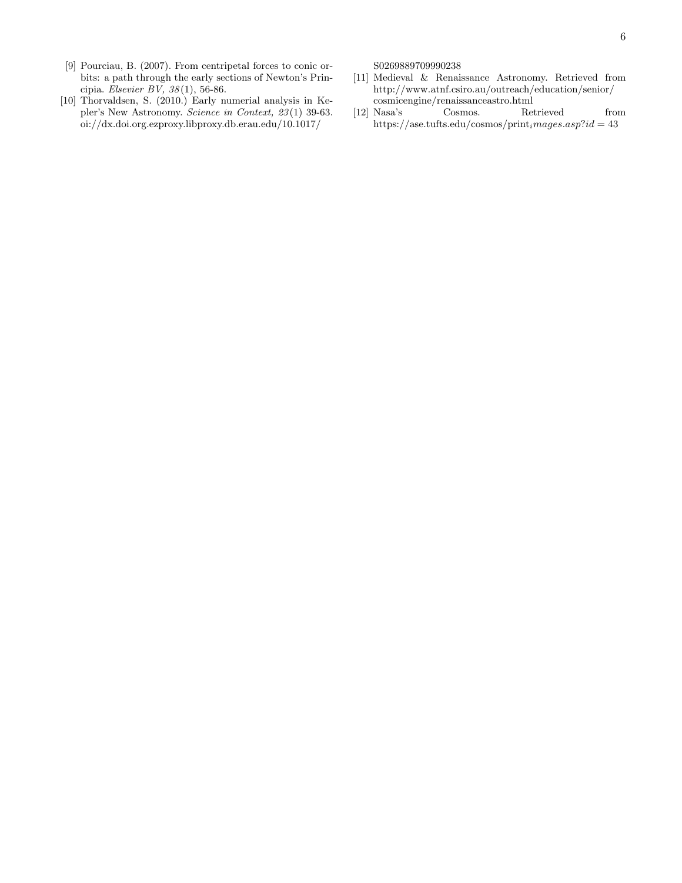[9] Pourciau, B. (2007). From centripetal forces to conic orbits: a path through the early sections of Newton's Principia. *Elsevier BV, 38*(1), 56-86.

[10] Thorvaldsen, S. (2010.) Early numerial analysis in Kepler's New Astronomy. *Science in Context, 23*(1) 39-63. oi://dx.doi.org.ezproxy.libproxy.db.erau.edu/10.1017/S0269889709990238

[11] Medieval & Renaissance Astronomy. Retrieved from http://www.atnf.csiro.au/outreach/education/senior/cosmicengine/renaissanceastro.html

[12] Nasa's Cosmos. Retrieved from https://ase.tufts.edu/cosmos/print$_images.asp?id = 43$